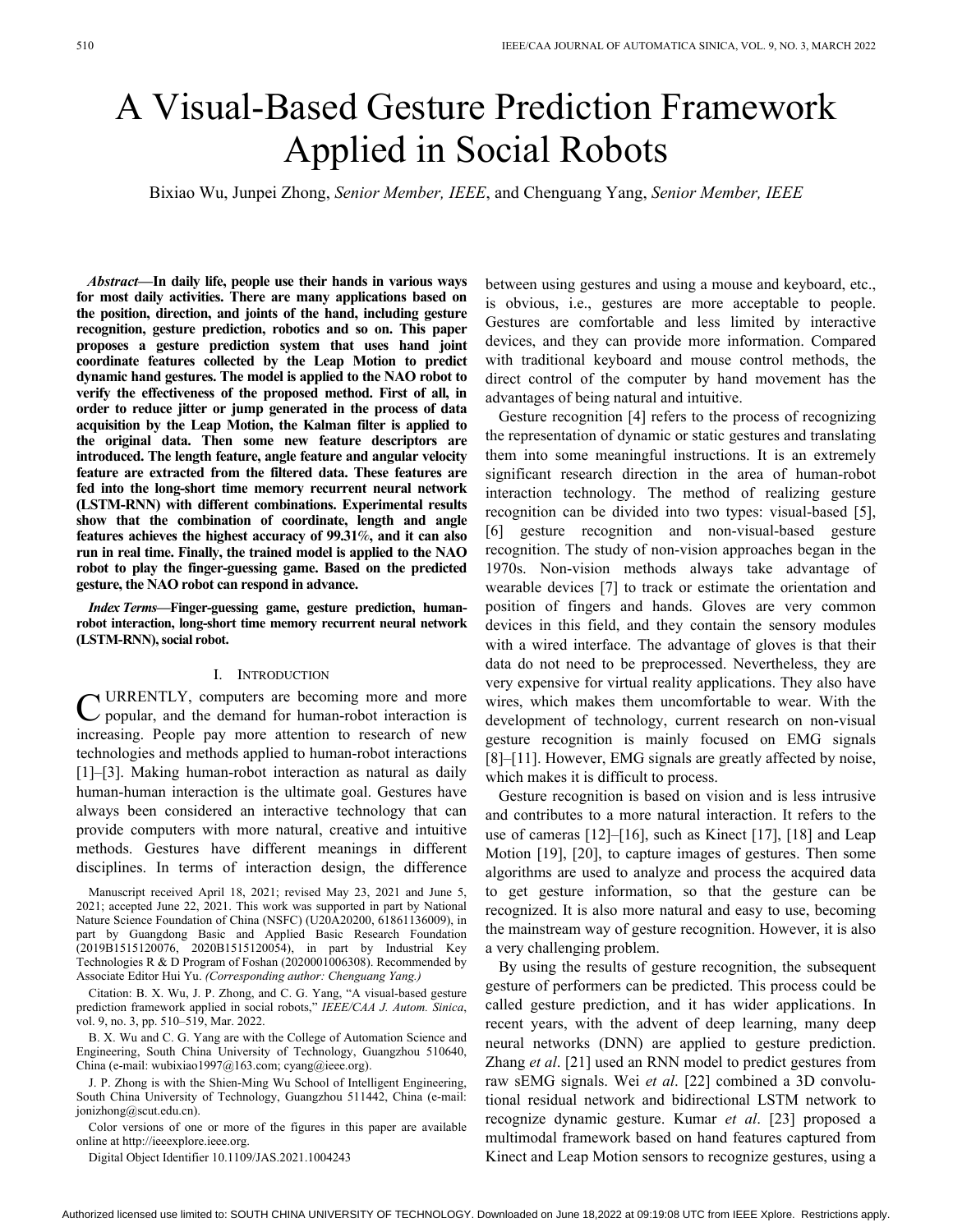# A Visual-Based Gesture Prediction Framework Applied in Social Robots

Bixiao Wu, Junpei Zhong, *Senior Member, IEEE*, and Chenguang Yang, *Senior Member, IEEE*

***Abstract*—In daily life, people use their hands in various ways for most daily activities. There are many applications based on the position, direction, and joints of the hand, including gesture recognition, gesture prediction, robotics and so on. This paper proposes a gesture prediction system that uses hand joint coordinate features collected by the Leap Motion to predict dynamic hand gestures. The model is applied to the NAO robot to verify the effectiveness of the proposed method. First of all, in order to reduce jitter or jump generated in the process of data acquisition by the Leap Motion, the Kalman filter is applied to the original data. Then some new feature descriptors are introduced. The length feature, angle feature and angular velocity feature are extracted from the filtered data. These features are fed into the long-short time memory recurrent neural network (LSTM-RNN) with different combinations. Experimental results show that the combination of coordinate, length and angle features achieves the highest accuracy of 99.31%, and it can also run in real time. Finally, the trained model is applied to the NAO robot to play the finger-guessing game. Based on the predicted gesture, the NAO robot can respond in advance.**

***Index Terms*—Finger-guessing game, gesture prediction, human-robot interaction, long-short time memory recurrent neural network (LSTM-RNN), social robot.**

## I. Introduction

CURRENTLY, computers are becoming more and more popular, and the demand for human-robot interaction is increasing. People pay more attention to research of new technologies and methods applied to human-robot interactions [1]–[3]. Making human-robot interaction as natural as daily human-human interaction is the ultimate goal. Gestures have always been considered an interactive technology that can provide computers with more natural, creative and intuitive methods. Gestures have different meanings in different disciplines. In terms of interaction design, the difference between using gestures and using a mouse and keyboard, etc., is obvious, i.e., gestures are more acceptable to people. Gestures are comfortable and less limited by interactive devices, and they can provide more information. Compared with traditional keyboard and mouse control methods, the direct control of the computer by hand movement has the advantages of being natural and intuitive.

Gesture recognition [4] refers to the process of recognizing the representation of dynamic or static gestures and translating them into some meaningful instructions. It is an extremely significant research direction in the area of human-robot interaction technology. The method of realizing gesture recognition can be divided into two types: visual-based [5], [6] gesture recognition and non-visual-based gesture recognition. The study of non-vision approaches began in the 1970s. Non-vision methods always take advantage of wearable devices [7] to track or estimate the orientation and position of fingers and hands. Gloves are very common devices in this field, and they contain the sensory modules with a wired interface. The advantage of gloves is that their data do not need to be preprocessed. Nevertheless, they are very expensive for virtual reality applications. They also have wires, which makes them uncomfortable to wear. With the development of technology, current research on non-visual gesture recognition is mainly focused on EMG signals [8]–[11]. However, EMG signals are greatly affected by noise, which makes it is difficult to process.

Gesture recognition is based on vision and is less intrusive and contributes to a more natural interaction. It refers to the use of cameras [12]–[16], such as Kinect [17], [18] and Leap Motion [19], [20], to capture images of gestures. Then some algorithms are used to analyze and process the acquired data to get gesture information, so that the gesture can be recognized. It is also more natural and easy to use, becoming the mainstream way of gesture recognition. However, it is also a very challenging problem.

By using the results of gesture recognition, the subsequent gesture of performers can be predicted. This process could be called gesture prediction, and it has wider applications. In recent years, with the advent of deep learning, many deep neural networks (DNN) are applied to gesture prediction. Zhang *et al*. [21] used an RNN model to predict gestures from raw sEMG signals. Wei *et al*. [22] combined a 3D convolutional residual network and bidirectional LSTM network to recognize dynamic gesture. Kumar *et al*. [23] proposed a multimodal framework based on hand features captured from Kinect and Leap Motion sensors to recognize gestures, using a

---

Manuscript received April 18, 2021; revised May 23, 2021 and June 5, 2021; accepted June 22, 2021. This work was supported in part by National Nature Science Foundation of China (NSFC) (U20A20200, 61861136009), in part by Guangdong Basic and Applied Basic Research Foundation (2019B1515120076, 2020B1515120054), in part by Industrial Key Technologies R & D Program of Foshan (2020001006308). Recommended by Associate Editor Hui Yu. *(Corresponding author: Chenguang Yang.)*

Citation: B. X. Wu, J. P. Zhong, and C. G. Yang, "A visual-based gesture prediction framework applied in social robots," *IEEE/CAA J. Autom. Sinica*, vol. 9, no. 3, pp. 510–519, Mar. 2022.

B. X. Wu and C. G. Yang are with the College of Automation Science and Engineering, South China University of Technology, Guangzhou 510640, China (e-mail: wubixiao1997@163.com; cyang@ieee.org).

J. P. Zhong is with the Shien-Ming Wu School of Intelligent Engineering, South China University of Technology, Guangzhou 511442, China (e-mail: jonizhong@scut.edu.cn).

Color versions of one or more of the figures in this paper are available online at http://ieeexplore.ieee.org.

Digital Object Identifier 10.1109/JAS.2021.1004243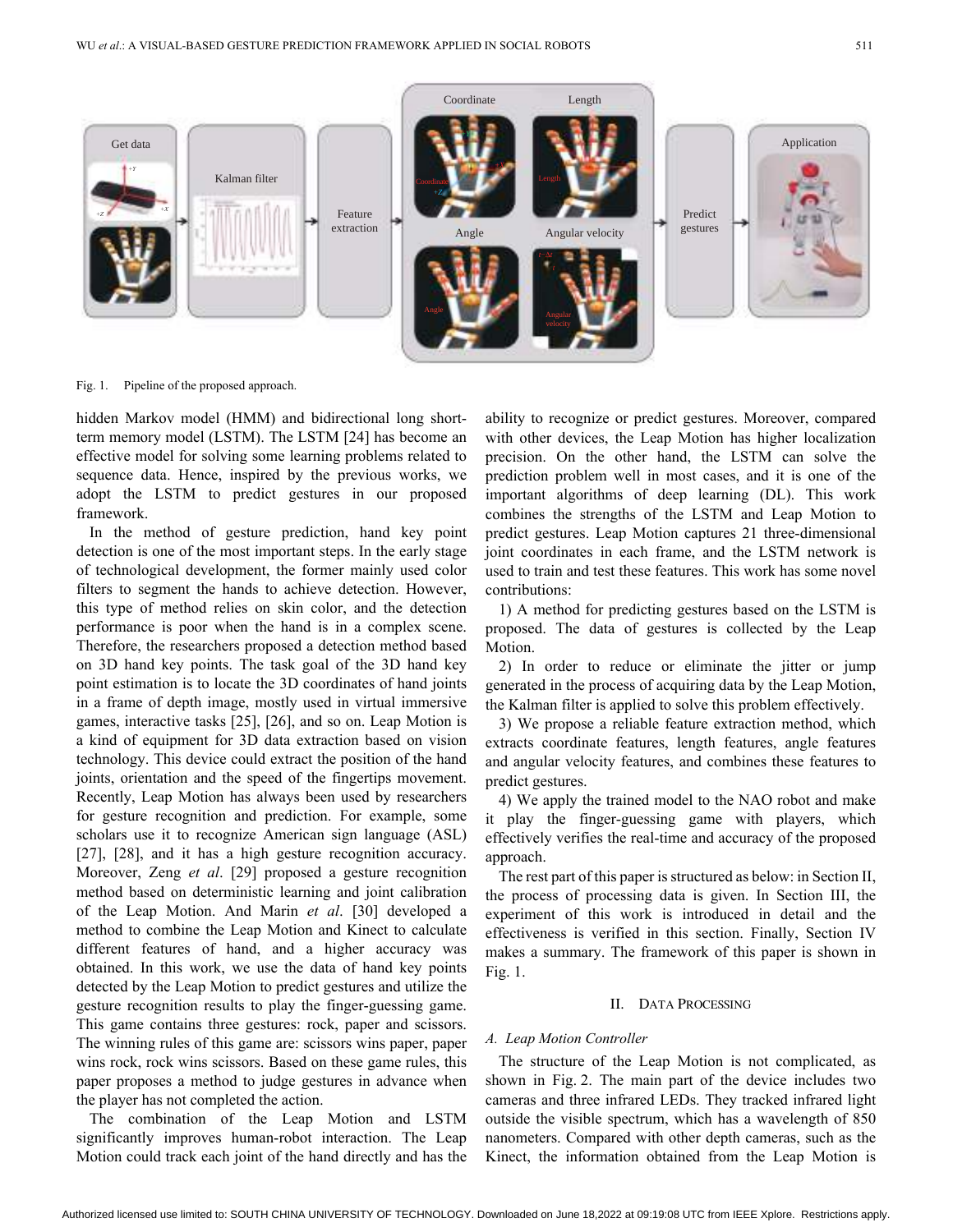Fig. 1. Pipeline of the proposed approach.

hidden Markov model (HMM) and bidirectional long short-term memory model (LSTM). The LSTM [24] has become an effective model for solving some learning problems related to sequence data. Hence, inspired by the previous works, we adopt the LSTM to predict gestures in our proposed framework.

In the method of gesture prediction, hand key point detection is one of the most important steps. In the early stage of technological development, the former mainly used color filters to segment the hands to achieve detection. However, this type of method relies on skin color, and the detection performance is poor when the hand is in a complex scene. Therefore, the researchers proposed a detection method based on 3D hand key points. The task goal of the 3D hand key point estimation is to locate the 3D coordinates of hand joints in a frame of depth image, mostly used in virtual immersive games, interactive tasks [25], [26], and so on. Leap Motion is a kind of equipment for 3D data extraction based on vision technology. This device could extract the position of the hand joints, orientation and the speed of the fingertips movement. Recently, Leap Motion has always been used by researchers for gesture recognition and prediction. For example, some scholars use it to recognize American sign language (ASL) [27], [28], and it has a high gesture recognition accuracy. Moreover, Zeng *et al*. [29] proposed a gesture recognition method based on deterministic learning and joint calibration of the Leap Motion. And Marin *et al*. [30] developed a method to combine the Leap Motion and Kinect to calculate different features of hand, and a higher accuracy was obtained. In this work, we use the data of hand key points detected by the Leap Motion to predict gestures and utilize the gesture recognition results to play the finger-guessing game. This game contains three gestures: rock, paper and scissors. The winning rules of this game are: scissors wins paper, paper wins rock, rock wins scissors. Based on these game rules, this paper proposes a method to judge gestures in advance when the player has not completed the action.

The combination of the Leap Motion and LSTM significantly improves human-robot interaction. The Leap Motion could track each joint of the hand directly and has the ability to recognize or predict gestures. Moreover, compared with other devices, the Leap Motion has higher localization precision. On the other hand, the LSTM can solve the prediction problem well in most cases, and it is one of the important algorithms of deep learning (DL). This work combines the strengths of the LSTM and Leap Motion to predict gestures. Leap Motion captures 21 three-dimensional joint coordinates in each frame, and the LSTM network is used to train and test these features. This work has some novel contributions:

1) A method for predicting gestures based on the LSTM is proposed. The data of gestures is collected by the Leap Motion.

2) In order to reduce or eliminate the jitter or jump generated in the process of acquiring data by the Leap Motion, the Kalman filter is applied to solve this problem effectively.

3) We propose a reliable feature extraction method, which extracts coordinate features, length features, angle features and angular velocity features, and combines these features to predict gestures.

4) We apply the trained model to the NAO robot and make it play the finger-guessing game with players, which effectively verifies the real-time and accuracy of the proposed approach.

The rest part of this paper is structured as below: in Section II, the process of processing data is given. In Section III, the experiment of this work is introduced in detail and the effectiveness is verified in this section. Finally, Section IV makes a summary. The framework of this paper is shown in Fig. 1.

## II. Data Processing

### A. Leap Motion Controller

The structure of the Leap Motion is not complicated, as shown in Fig. 2. The main part of the device includes two cameras and three infrared LEDs. They tracked infrared light outside the visible spectrum, which has a wavelength of 850 nanometers. Compared with other depth cameras, such as the Kinect, the information obtained from the Leap Motion is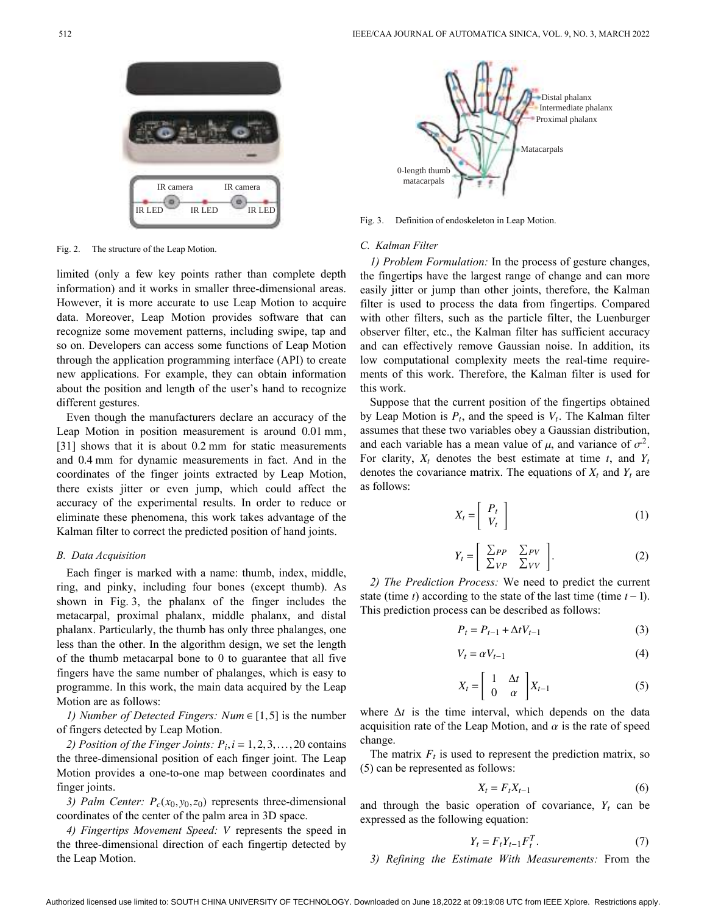Fig. 2. The structure of the Leap Motion.

limited (only a few key points rather than complete depth information) and it works in smaller three-dimensional areas. However, it is more accurate to use Leap Motion to acquire data. Moreover, Leap Motion provides software that can recognize some movement patterns, including swipe, tap and so on. Developers can access some functions of Leap Motion through the application programming interface (API) to create new applications. For example, they can obtain information about the position and length of the user's hand to recognize different gestures.

Even though the manufacturers declare an accuracy of the Leap Motion in position measurement is around 0.01 mm, [31] shows that it is about 0.2 mm for static measurements and 0.4 mm for dynamic measurements in fact. And in the coordinates of the finger joints extracted by Leap Motion, there exists jitter or even jump, which could affect the accuracy of the experimental results. In order to reduce or eliminate these phenomena, this work takes advantage of the Kalman filter to correct the predicted position of hand joints.

### B. Data Acquisition

Each finger is marked with a name: thumb, index, middle, ring, and pinky, including four bones (except thumb). As shown in Fig. 3, the phalanx of the finger includes the metacarpal, proximal phalanx, middle phalanx, and distal phalanx. Particularly, the thumb has only three phalanges, one less than the other. In the algorithm design, we set the length of the thumb metacarpal bone to 0 to guarantee that all five fingers have the same number of phalanges, which is easy to programme. In this work, the main data acquired by the Leap Motion are as follows:

*1) Number of Detected Fingers:* $Num \in [1,5]$ is the number of fingers detected by Leap Motion.

*2) Position of the Finger Joints:* $P_i, i = 1,2,3,\ldots,20$ contains the three-dimensional position of each finger joint. The Leap Motion provides a one-to-one map between coordinates and finger joints.

*3) Palm Center:* $P_c(x_0, y_0, z_0)$ represents three-dimensional coordinates of the center of the palm area in 3D space.

*4) Fingertips Movement Speed:* $V$ represents the speed in the three-dimensional direction of each fingertip detected by the Leap Motion.

Fig. 3. Definition of endoskeleton in Leap Motion.

### C. Kalman Filter

*1) Problem Formulation:* In the process of gesture changes, the fingertips have the largest range of change and can more easily jitter or jump than other joints, therefore, the Kalman filter is used to process the data from fingertips. Compared with other filters, such as the particle filter, the Luenburger observer filter, etc., the Kalman filter has sufficient accuracy and can effectively remove Gaussian noise. In addition, its low computational complexity meets the real-time requirements of this work. Therefore, the Kalman filter is used for this work.

Suppose that the current position of the fingertips obtained by Leap Motion is $P_t$, and the speed is $V_t$. The Kalman filter assumes that these two variables obey a Gaussian distribution, and each variable has a mean value of $\mu$, and variance of $\sigma^2$. For clarity, $X_t$ denotes the best estimate at time $t$, and $Y_t$ denotes the covariance matrix. The equations of $X_t$ and $Y_t$ are as follows:

$$X_t = \begin{bmatrix} P_t \\ V_t \end{bmatrix} \tag{1}$$

$$Y_t = \begin{bmatrix} \sum_{PP} & \sum_{PV} \\ \sum_{VP} & \sum_{VV} \end{bmatrix}. \tag{2}$$

*2) The Prediction Process:* We need to predict the current state (time $t$) according to the state of the last time (time $t-1$). This prediction process can be described as follows:

$$P_t = P_{t-1} + \Delta t V_{t-1} \tag{3}$$

$$V_t = \alpha V_{t-1} \tag{4}$$

$$X_t = \begin{bmatrix} 1 & \Delta t \\ 0 & \alpha \end{bmatrix} X_{t-1} \tag{5}$$

where $\Delta t$ is the time interval, which depends on the data acquisition rate of the Leap Motion, and $\alpha$ is the rate of speed change.

The matrix $F_t$ is used to represent the prediction matrix, so (5) can be represented as follows:

$$X_t = F_t X_{t-1} \tag{6}$$

and through the basic operation of covariance, $Y_t$ can be expressed as the following equation:

$$Y_t = F_t Y_{t-1} F_t^T. \tag{7}$$

*3) Refining the Estimate With Measurements:* From the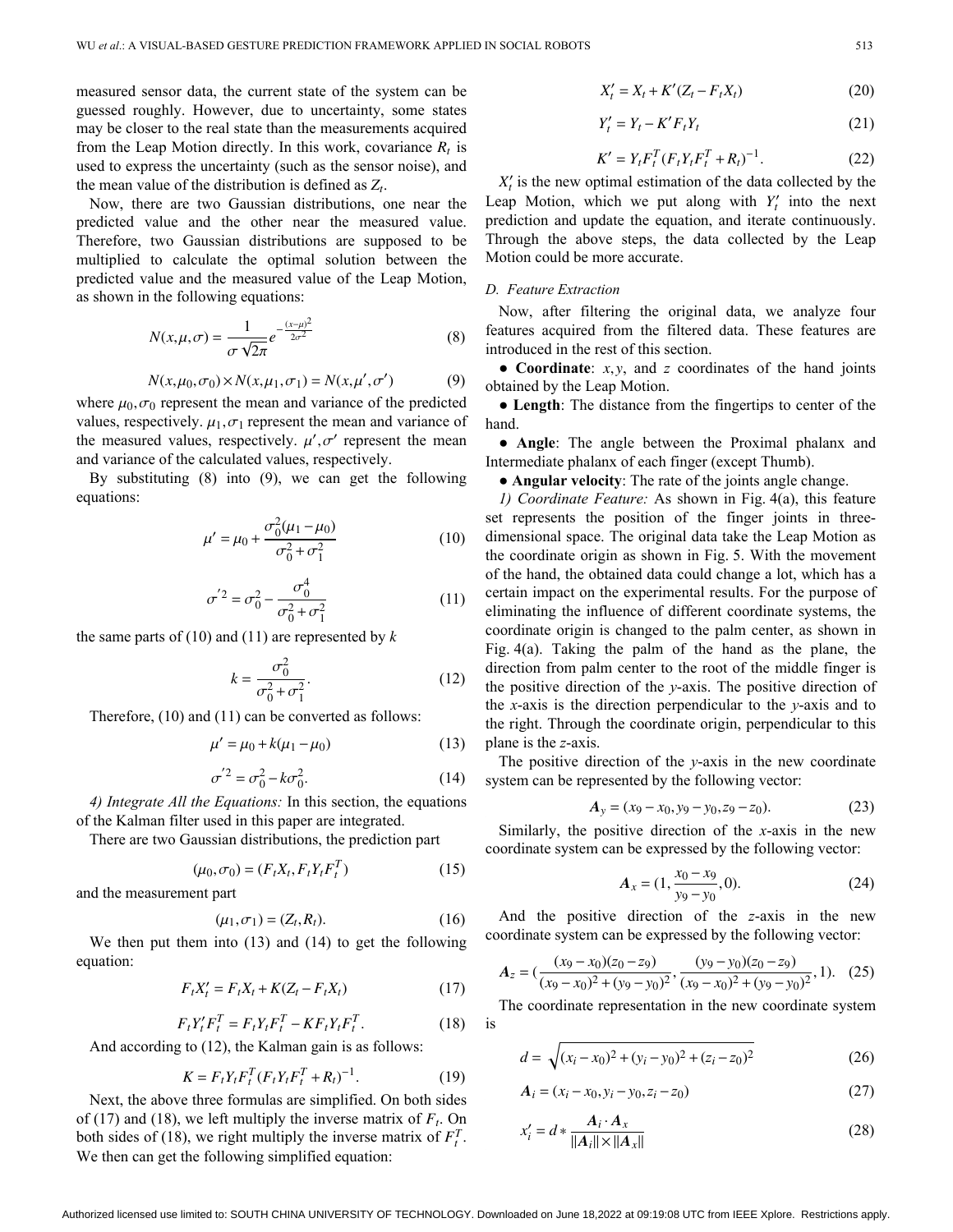measured sensor data, the current state of the system can be guessed roughly. However, due to uncertainty, some states may be closer to the real state than the measurements acquired from the Leap Motion directly. In this work, covariance $R_t$ is used to express the uncertainty (such as the sensor noise), and the mean value of the distribution is defined as $Z_t$.

Now, there are two Gaussian distributions, one near the predicted value and the other near the measured value. Therefore, two Gaussian distributions are supposed to be multiplied to calculate the optimal solution between the predicted value and the measured value of the Leap Motion, as shown in the following equations:

$$N(x,\mu,\sigma) = \frac{1}{\sigma\sqrt{2\pi}} e^{-\frac{(x-\mu)^2}{2\sigma^2}} \tag{8}$$

$$N(x,\mu_0,\sigma_0) \times N(x,\mu_1,\sigma_1) = N(x,\mu',\sigma') \tag{9}$$

where $\mu_0, \sigma_0$ represent the mean and variance of the predicted values, respectively. $\mu_1, \sigma_1$ represent the mean and variance of the measured values, respectively. $\mu', \sigma'$ represent the mean and variance of the calculated values, respectively.

By substituting (8) into (9), we can get the following equations:

$$\mu' = \mu_0 + \frac{\sigma_0^2(\mu_1 - \mu_0)}{\sigma_0^2 + \sigma_1^2} \tag{10}$$

$$\sigma'^2 = \sigma_0^2 - \frac{\sigma_0^4}{\sigma_0^2 + \sigma_1^2} \tag{11}$$

the same parts of (10) and (11) are represented by $k$

$$k = \frac{\sigma_0^2}{\sigma_0^2 + \sigma_1^2}. \tag{12}$$

Therefore, (10) and (11) can be converted as follows:

$$\mu' = \mu_0 + k(\mu_1 - \mu_0) \tag{13}$$

$$\sigma'^2 = \sigma_0^2 - k\sigma_0^2. \tag{14}$$

*4) Integrate All the Equations:* In this section, the equations of the Kalman filter used in this paper are integrated.

There are two Gaussian distributions, the prediction part

$$(\mu_0, \sigma_0) = (F_t X_t, F_t Y_t F_t^T) \tag{15}$$

and the measurement part

$$(\mu_1, \sigma_1) = (Z_t, R_t). \tag{16}$$

We then put them into (13) and (14) to get the following equation:

$$F_t X_t' = F_t X_t + K(Z_t - F_t X_t) \tag{17}$$

$$F_t Y_t' F_t^T = F_t Y_t F_t^T - K F_t Y_t F_t^T. \tag{18}$$

And according to (12), the Kalman gain is as follows:

$$K = F_t Y_t F_t^T (F_t Y_t F_t^T + R_t)^{-1}. \tag{19}$$

Next, the above three formulas are simplified. On both sides of (17) and (18), we left multiply the inverse matrix of $F_t$. On both sides of (18), we right multiply the inverse matrix of $F_t^T$. We then can get the following simplified equation:

$$X_t' = X_t + K'(Z_t - F_t X_t) \tag{20}$$

$$Y_t' = Y_t - K' F_t Y_t \tag{21}$$

$$K' = Y_t F_t^T (F_t Y_t F_t^T + R_t)^{-1}. \tag{22}$$

$X_t'$ is the new optimal estimation of the data collected by the Leap Motion, which we put along with $Y_t'$ into the next prediction and update the equation, and iterate continuously. Through the above steps, the data collected by the Leap Motion could be more accurate.

### D. Feature Extraction

Now, after filtering the original data, we analyze four features acquired from the filtered data. These features are introduced in the rest of this section.

- **Coordinate**: $x, y$, and $z$ coordinates of the hand joints obtained by the Leap Motion.
- **Length**: The distance from the fingertips to center of the hand.
- **Angle**: The angle between the Proximal phalanx and Intermediate phalanx of each finger (except Thumb).
- **Angular velocity**: The rate of the joints angle change.

*1) Coordinate Feature:* As shown in Fig. 4(a), this feature set represents the position of the finger joints in three-dimensional space. The original data take the Leap Motion as the coordinate origin as shown in Fig. 5. With the movement of the hand, the obtained data could change a lot, which has a certain impact on the experimental results. For the purpose of eliminating the influence of different coordinate systems, the coordinate origin is changed to the palm center, as shown in Fig. 4(a). Taking the palm of the hand as the plane, the direction from palm center to the root of the middle finger is the positive direction of the $y$-axis. The positive direction of the $x$-axis is the direction perpendicular to the $y$-axis and to the right. Through the coordinate origin, perpendicular to this plane is the $z$-axis.

The positive direction of the $y$-axis in the new coordinate system can be represented by the following vector:

$$\boldsymbol{A}_y = (x_9 - x_0, y_9 - y_0, z_9 - z_0). \tag{23}$$

Similarly, the positive direction of the $x$-axis in the new coordinate system can be expressed by the following vector:

$$\boldsymbol{A}_x = \left(1, \frac{x_0 - x_9}{y_9 - y_0}, 0\right). \tag{24}$$

And the positive direction of the $z$-axis in the new coordinate system can be expressed by the following vector:

$$\boldsymbol{A}_z = \left(\frac{(x_9 - x_0)(z_0 - z_9)}{(x_9 - x_0)^2 + (y_9 - y_0)^2}, \frac{(y_9 - y_0)(z_0 - z_9)}{(x_9 - x_0)^2 + (y_9 - y_0)^2}, 1\right). \tag{25}$$

The coordinate representation in the new coordinate system is

$$d = \sqrt{(x_i - x_0)^2 + (y_i - y_0)^2 + (z_i - z_0)^2} \tag{26}$$

$$\boldsymbol{A}_i = (x_i - x_0, y_i - y_0, z_i - z_0) \tag{27}$$

$$x_i' = d * \frac{\boldsymbol{A}_i \cdot \boldsymbol{A}_x}{\|\boldsymbol{A}_i\| \times \|\boldsymbol{A}_x\|} \tag{28}$$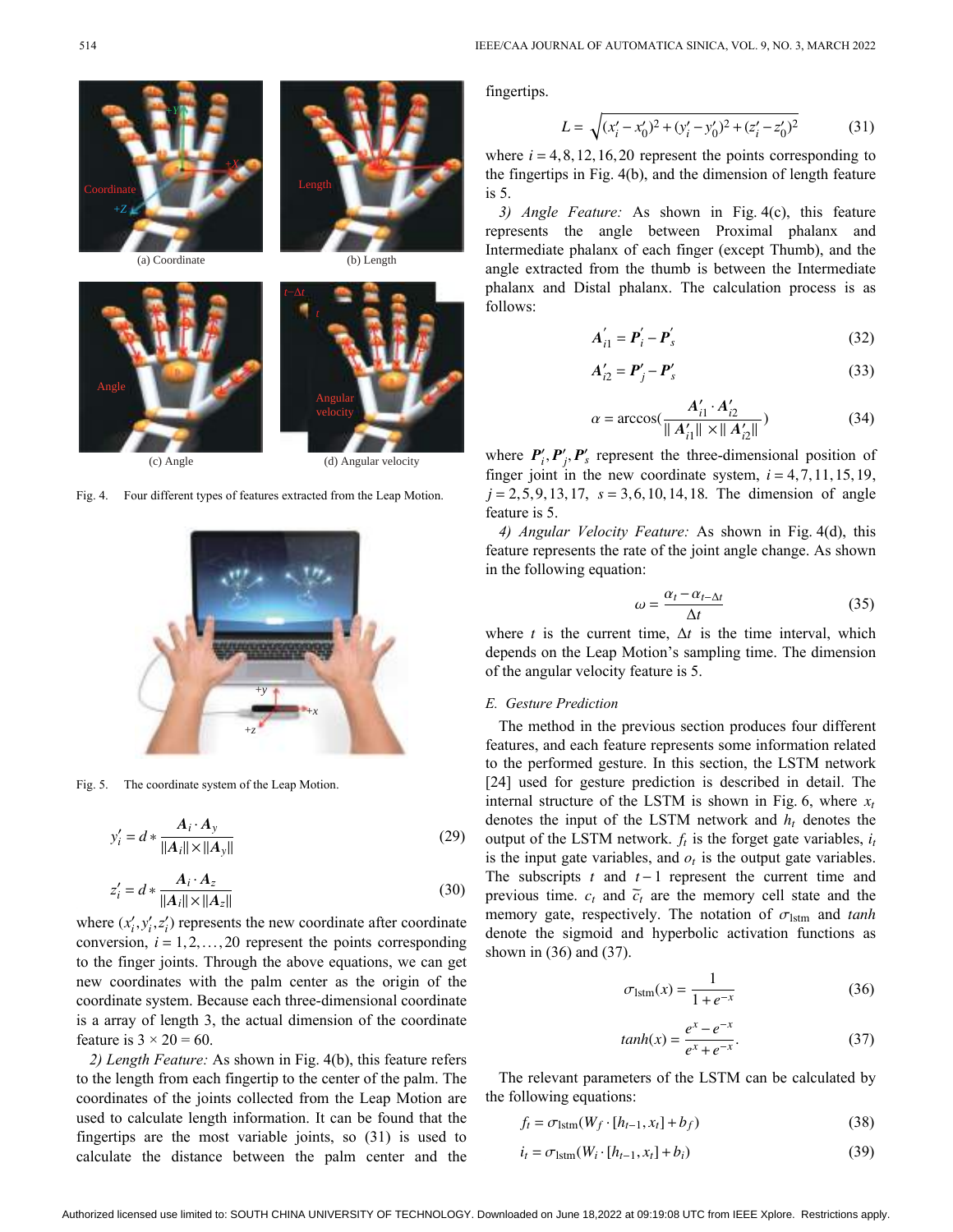Fig. 4. Four different types of features extracted from the Leap Motion.

Fig. 5. The coordinate system of the Leap Motion.

$$y_i' = d * \frac{\boldsymbol{A}_i \cdot \boldsymbol{A}_y}{\|\boldsymbol{A}_i\| \times \|\boldsymbol{A}_y\|} \tag{29}$$

$$z_i' = d * \frac{\boldsymbol{A}_i \cdot \boldsymbol{A}_z}{\|\boldsymbol{A}_i\| \times \|\boldsymbol{A}_z\|} \tag{30}$$

where $(x_i', y_i', z_i')$ represents the new coordinate after coordinate conversion, $i = 1, 2, \ldots, 20$ represent the points corresponding to the finger joints. Through the above equations, we can get new coordinates with the palm center as the origin of the coordinate system. Because each three-dimensional coordinate is a array of length 3, the actual dimension of the coordinate feature is $3 \times 20 = 60$.

*2) Length Feature:* As shown in Fig. 4(b), this feature refers to the length from each fingertip to the center of the palm. The coordinates of the joints collected from the Leap Motion are used to calculate length information. It can be found that the fingertips are the most variable joints, so (31) is used to calculate the distance between the palm center and the fingertips.

$$L = \sqrt{(x_i' - x_0')^2 + (y_i' - y_0')^2 + (z_i' - z_0')^2} \tag{31}$$

where $i = 4, 8, 12, 16, 20$ represent the points corresponding to the fingertips in Fig. 4(b), and the dimension of length feature is 5.

*3) Angle Feature:* As shown in Fig. 4(c), this feature represents the angle between Proximal phalanx and Intermediate phalanx of each finger (except Thumb), and the angle extracted from the thumb is between the Intermediate phalanx and Distal phalanx. The calculation process is as follows:

$$\boldsymbol{A}_{i1}' = \boldsymbol{P}_i' - \boldsymbol{P}_s' \tag{32}$$

$$\boldsymbol{A}_{i2}' = \boldsymbol{P}_j' - \boldsymbol{P}_s' \tag{33}$$

$$\alpha = \arccos\left(\frac{\boldsymbol{A}_{i1}' \cdot \boldsymbol{A}_{i2}'}{\|\boldsymbol{A}_{i1}'\| \times \|\boldsymbol{A}_{i2}'\|}\right) \tag{34}$$

where $\boldsymbol{P}_i', \boldsymbol{P}_j', \boldsymbol{P}_s'$ represent the three-dimensional position of finger joint in the new coordinate system, $i = 4, 7, 11, 15, 19$, $j = 2, 5, 9, 13, 17$, $s = 3, 6, 10, 14, 18$. The dimension of angle feature is 5.

*4) Angular Velocity Feature:* As shown in Fig. 4(d), this feature represents the rate of the joint angle change. As shown in the following equation:

$$\omega = \frac{\alpha_t - \alpha_{t-\Delta t}}{\Delta t} \tag{35}$$

where $t$ is the current time, $\Delta t$ is the time interval, which depends on the Leap Motion's sampling time. The dimension of the angular velocity feature is 5.

### E. Gesture Prediction

The method in the previous section produces four different features, and each feature represents some information related to the performed gesture. In this section, the LSTM network [24] used for gesture prediction is described in detail. The internal structure of the LSTM is shown in Fig. 6, where $x_t$ denotes the input of the LSTM network and $h_t$ denotes the output of the LSTM network. $f_t$ is the forget gate variables, $i_t$ is the input gate variables, and $o_t$ is the output gate variables. The subscripts $t$ and $t-1$ represent the current time and previous time. $c_t$ and $\tilde{c}_t$ are the memory cell state and the memory gate, respectively. The notation of $\sigma_{\text{lstm}}$ and *tanh* denote the sigmoid and hyperbolic activation functions as shown in (36) and (37).

$$\sigma_{\text{lstm}}(x) = \frac{1}{1 + e^{-x}} \tag{36}$$

$$tanh(x) = \frac{e^x - e^{-x}}{e^x + e^{-x}}. \tag{37}$$

The relevant parameters of the LSTM can be calculated by the following equations:

$$f_t = \sigma_{\text{lstm}}(W_f \cdot [h_{t-1}, x_t] + b_f) \tag{38}$$

$$i_t = \sigma_{\text{lstm}}(W_i \cdot [h_{t-1}, x_t] + b_i) \tag{39}$$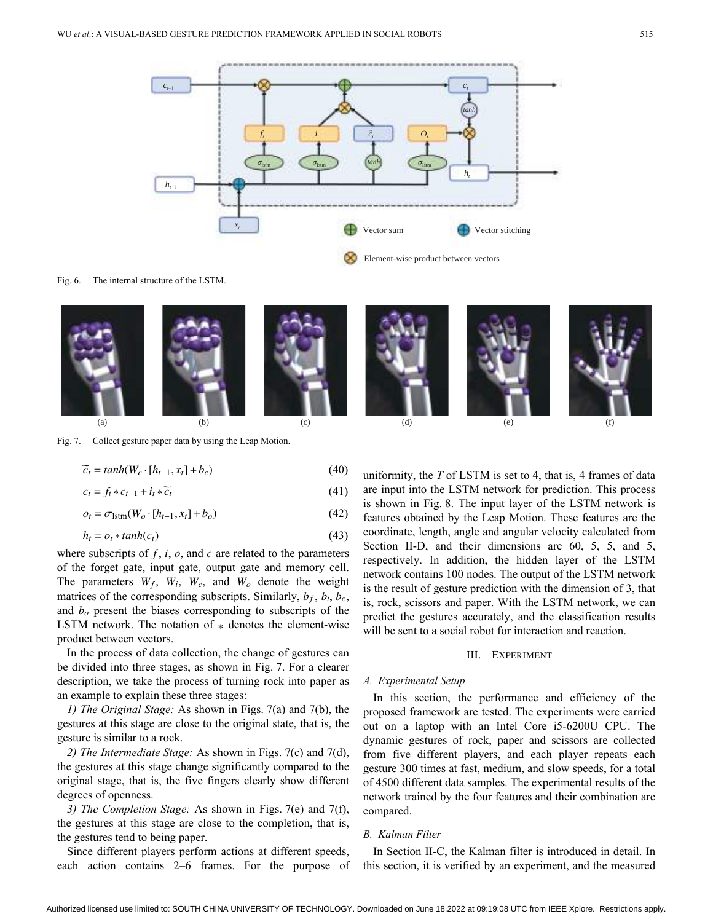Fig. 6. The internal structure of the LSTM.

Fig. 7. Collect gesture paper data by using the Leap Motion.

$$\widetilde{c_t} = tanh(W_c \cdot [h_{t-1}, x_t] + b_c) \tag{40}$$

$$c_t = f_t * c_{t-1} + i_t * \widetilde{c_t} \tag{41}$$

$$o_t = \sigma_{\text{lstm}}(W_o \cdot [h_{t-1}, x_t] + b_o) \tag{42}$$

$$h_t = o_t * tanh(c_t) \tag{43}$$

where subscripts of $f$, $i$, $o$, and $c$ are related to the parameters of the forget gate, input gate, output gate and memory cell. The parameters $W_f$, $W_i$, $W_c$, and $W_o$ denote the weight matrices of the corresponding subscripts. Similarly, $b_f$, $b_i$, $b_c$, and $b_o$ present the biases corresponding to subscripts of the LSTM network. The notation of $*$ denotes the element-wise product between vectors.

In the process of data collection, the change of gestures can be divided into three stages, as shown in Fig. 7. For a clearer description, we take the process of turning rock into paper as an example to explain these three stages:

*1) The Original Stage:* As shown in Figs. 7(a) and 7(b), the gestures at this stage are close to the original state, that is, the gesture is similar to a rock.

*2) The Intermediate Stage:* As shown in Figs. 7(c) and 7(d), the gestures at this stage change significantly compared to the original stage, that is, the five fingers clearly show different degrees of openness.

*3) The Completion Stage:* As shown in Figs. 7(e) and 7(f), the gestures at this stage are close to the completion, that is, the gestures tend to being paper.

Since different players perform actions at different speeds, each action contains 2–6 frames. For the purpose of uniformity, the $T$ of LSTM is set to 4, that is, 4 frames of data are input into the LSTM network for prediction. This process is shown in Fig. 8. The input layer of the LSTM network is features obtained by the Leap Motion. These features are the coordinate, length, angle and angular velocity calculated from Section II-D, and their dimensions are 60, 5, 5, and 5, respectively. In addition, the hidden layer of the LSTM network contains 100 nodes. The output of the LSTM network is the result of gesture prediction with the dimension of 3, that is, rock, scissors and paper. With the LSTM network, we can predict the gestures accurately, and the classification results will be sent to a social robot for interaction and reaction.

## III. Experiment

### A. Experimental Setup

In this section, the performance and efficiency of the proposed framework are tested. The experiments were carried out on a laptop with an Intel Core i5-6200U CPU. The dynamic gestures of rock, paper and scissors are collected from five different players, and each player repeats each gesture 300 times at fast, medium, and slow speeds, for a total of 4500 different data samples. The experimental results of the network trained by the four features and their combination are compared.

### B. Kalman Filter

In Section II-C, the Kalman filter is introduced in detail. In this section, it is verified by an experiment, and the measured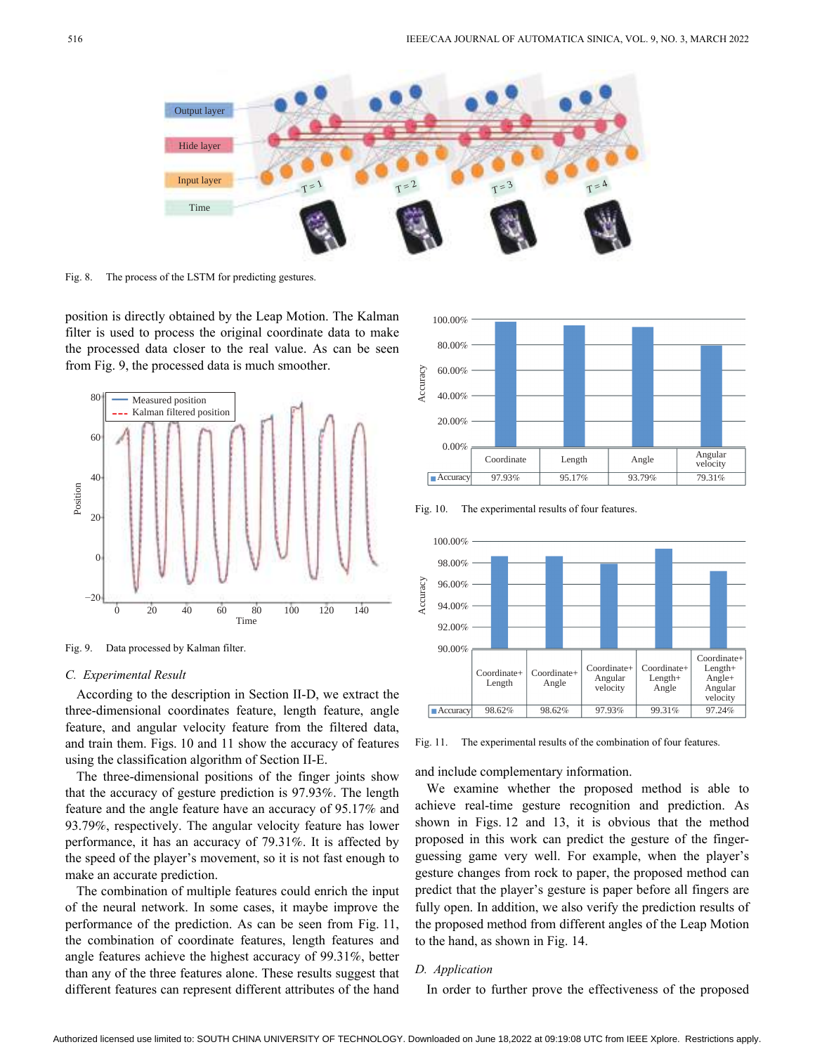Fig. 8. The process of the LSTM for predicting gestures.

position is directly obtained by the Leap Motion. The Kalman filter is used to process the original coordinate data to make the processed data closer to the real value. As can be seen from Fig. 9, the processed data is much smoother.

Fig. 9. Data processed by Kalman filter.

### *C. Experimental Result*

According to the description in Section II-D, we extract the three-dimensional coordinates feature, length feature, angle feature, and angular velocity feature from the filtered data, and train them. Figs. 10 and 11 show the accuracy of features using the classification algorithm of Section II-E.

The three-dimensional positions of the finger joints show that the accuracy of gesture prediction is 97.93%. The length feature and the angle feature have an accuracy of 95.17% and 93.79%, respectively. The angular velocity feature has lower performance, it has an accuracy of 79.31%. It is affected by the speed of the player's movement, so it is not fast enough to make an accurate prediction.

The combination of multiple features could enrich the input of the neural network. In some cases, it maybe improve the performance of the prediction. As can be seen from Fig. 11, the combination of coordinate features, length features and angle features achieve the highest accuracy of 99.31%, better than any of the three features alone. These results suggest that different features can represent different attributes of the hand and include complementary information.

| | Coordinate | Length | Angle | Angular velocity |
|---|---|---|---|---|
| Accuracy | 97.93% | 95.17% | 93.79% | 79.31% |

Fig. 10. The experimental results of four features.

| | Coordinate+ Length | Coordinate+ Angle | Coordinate+ Angular velocity | Coordinate+ Length+ Angle | Coordinate+ Length+ Angle+ Angular velocity |
|---|---|---|---|---|---|
| Accuracy | 98.62% | 98.62% | 97.93% | 99.31% | 97.24% |

Fig. 11. The experimental results of the combination of four features.

We examine whether the proposed method is able to achieve real-time gesture recognition and prediction. As shown in Figs. 12 and 13, it is obvious that the method proposed in this work can predict the gesture of the finger-guessing game very well. For example, when the player's gesture changes from rock to paper, the proposed method can predict that the player's gesture is paper before all fingers are fully open. In addition, we also verify the prediction results of the proposed method from different angles of the Leap Motion to the hand, as shown in Fig. 14.

### *D. Application*

In order to further prove the effectiveness of the proposed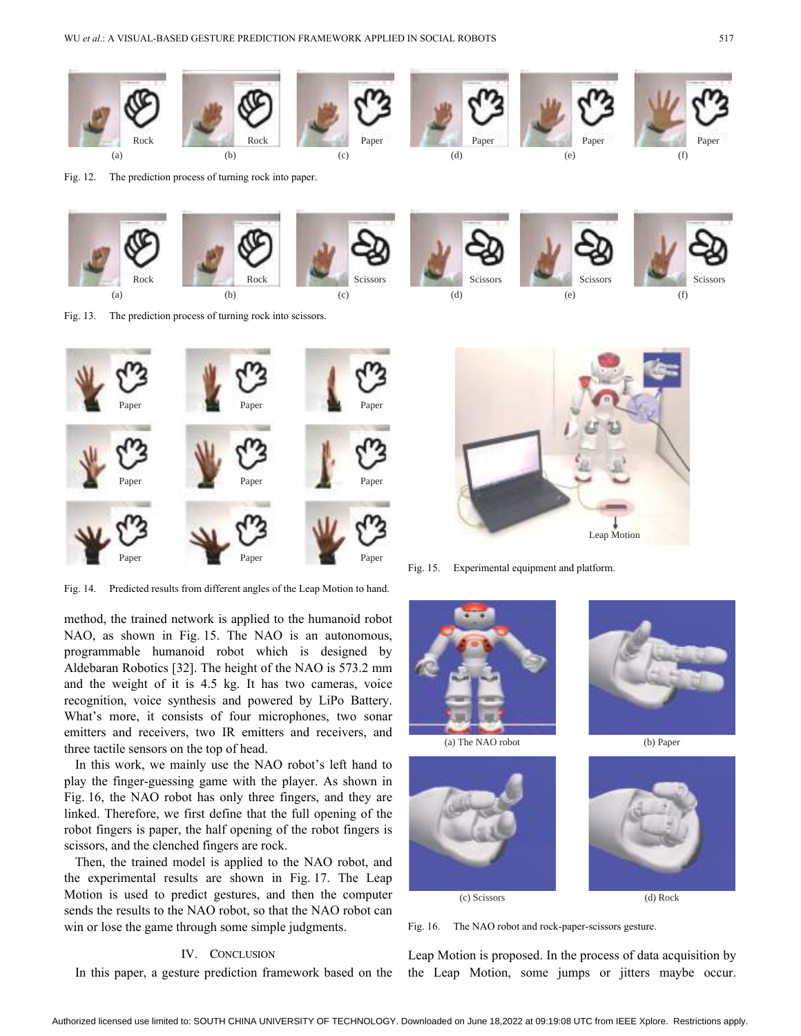Fig. 12. The prediction process of turning rock into paper.

Fig. 13. The prediction process of turning rock into scissors.

Fig. 14. Predicted results from different angles of the Leap Motion to hand.

Fig. 15. Experimental equipment and platform.

Fig. 16. The NAO robot and rock-paper-scissors gesture.

method, the trained network is applied to the humanoid robot NAO, as shown in Fig. 15. The NAO is an autonomous, programmable humanoid robot which is designed by Aldebaran Robotics [32]. The height of the NAO is 573.2 mm and the weight of it is 4.5 kg. It has two cameras, voice recognition, voice synthesis and powered by LiPo Battery. What's more, it consists of four microphones, two sonar emitters and receivers, two IR emitters and receivers, and three tactile sensors on the top of head.

In this work, we mainly use the NAO robot's left hand to play the finger-guessing game with the player. As shown in Fig. 16, the NAO robot has only three fingers, and they are linked. Therefore, we first define that the full opening of the robot fingers is paper, the half opening of the robot fingers is scissors, and the clenched fingers are rock.

Then, the trained model is applied to the NAO robot, and the experimental results are shown in Fig. 17. The Leap Motion is used to predict gestures, and then the computer sends the results to the NAO robot, so that the NAO robot can win or lose the game through some simple judgments.

## IV. Conclusion

In this paper, a gesture prediction framework based on the Leap Motion is proposed. In the process of data acquisition by the Leap Motion, some jumps or jitters maybe occur.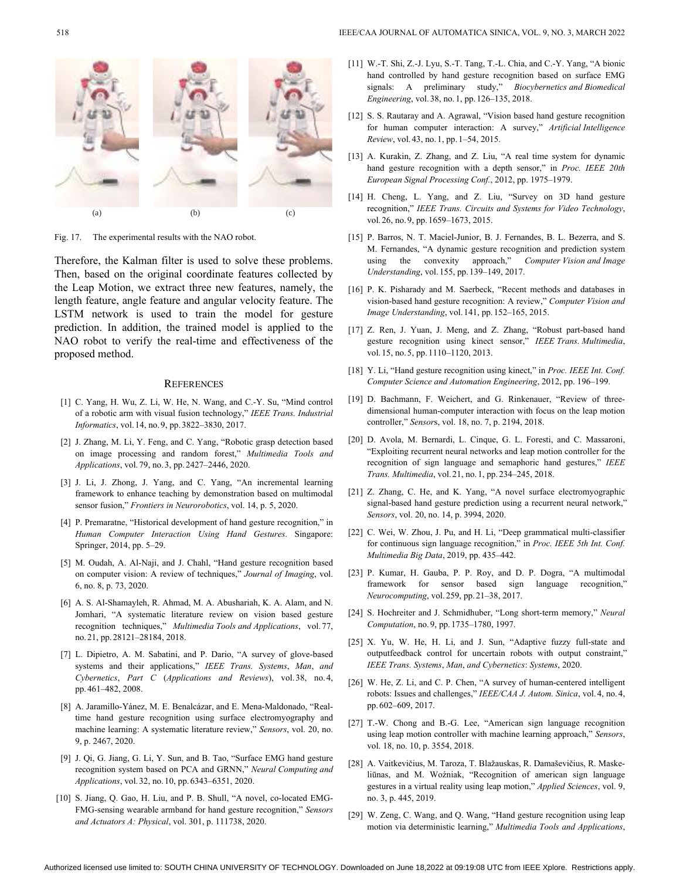(a) (b) (c)

Fig. 17. The experimental results with the NAO robot.

Therefore, the Kalman filter is used to solve these problems. Then, based on the original coordinate features collected by the Leap Motion, we extract three new features, namely, the length feature, angle feature and angular velocity feature. The LSTM network is used to train the model for gesture prediction. In addition, the trained model is applied to the NAO robot to verify the real-time and effectiveness of the proposed method.

## References

[1] C. Yang, H. Wu, Z. Li, W. He, N. Wang, and C.-Y. Su, "Mind control of a robotic arm with visual fusion technology," *IEEE Trans. Industrial Informatics*, vol. 14, no. 9, pp. 3822–3830, 2017.

[2] J. Zhang, M. Li, Y. Feng, and C. Yang, "Robotic grasp detection based on image processing and random forest," *Multimedia Tools and Applications*, vol. 79, no. 3, pp. 2427–2446, 2020.

[3] J. Li, J. Zhong, J. Yang, and C. Yang, "An incremental learning framework to enhance teaching by demonstration based on multimodal sensor fusion," *Frontiers in Neurorobotics*, vol. 14, p. 5, 2020.

[4] P. Premaratne, "Historical development of hand gesture recognition," in *Human Computer Interaction Using Hand Gestures*. Singapore: Springer, 2014, pp. 5–29.

[5] M. Oudah, A. Al-Naji, and J. Chahl, "Hand gesture recognition based on computer vision: A review of techniques," *Journal of Imaging*, vol. 6, no. 8, p. 73, 2020.

[6] A. S. Al-Shamayleh, R. Ahmad, M. A. Abushariah, K. A. Alam, and N. Jomhari, "A systematic literature review on vision based gesture recognition techniques," *Multimedia Tools and Applications*, vol. 77, no. 21, pp. 28121–28184, 2018.

[7] L. Dipietro, A. M. Sabatini, and P. Dario, "A survey of glove-based systems and their applications," *IEEE Trans. Systems, Man, and Cybernetics, Part C (Applications and Reviews)*, vol. 38, no. 4, pp. 461–482, 2008.

[8] A. Jaramillo-Yánez, M. E. Benalcázar, and E. Mena-Maldonado, "Real-time hand gesture recognition using surface electromyography and machine learning: A systematic literature review," *Sensors*, vol. 20, no. 9, p. 2467, 2020.

[9] J. Qi, G. Jiang, G. Li, Y. Sun, and B. Tao, "Surface EMG hand gesture recognition system based on PCA and GRNN," *Neural Computing and Applications*, vol. 32, no. 10, pp. 6343–6351, 2020.

[10] S. Jiang, Q. Gao, H. Liu, and P. B. Shull, "A novel, co-located EMG-FMG-sensing wearable armband for hand gesture recognition," *Sensors and Actuators A: Physical*, vol. 301, p. 111738, 2020.

[11] W.-T. Shi, Z.-J. Lyu, S.-T. Tang, T.-L. Chia, and C.-Y. Yang, "A bionic hand controlled by hand gesture recognition based on surface EMG signals: A preliminary study," *Biocybernetics and Biomedical Engineering*, vol. 38, no. 1, pp. 126–135, 2018.

[12] S. S. Rautaray and A. Agrawal, "Vision based hand gesture recognition for human computer interaction: A survey," *Artificial Intelligence Review*, vol. 43, no. 1, pp. 1–54, 2015.

[13] A. Kurakin, Z. Zhang, and Z. Liu, "A real time system for dynamic hand gesture recognition with a depth sensor," in *Proc. IEEE 20th European Signal Processing Conf.*, 2012, pp. 1975–1979.

[14] H. Cheng, L. Yang, and Z. Liu, "Survey on 3D hand gesture recognition," *IEEE Trans. Circuits and Systems for Video Technology*, vol. 26, no. 9, pp. 1659–1673, 2015.

[15] P. Barros, N. T. Maciel-Junior, B. J. Fernandes, B. L. Bezerra, and S. M. Fernandes, "A dynamic gesture recognition and prediction system using the convexity approach," *Computer Vision and Image Understanding*, vol. 155, pp. 139–149, 2017.

[16] P. K. Pisharady and M. Saerbeck, "Recent methods and databases in vision-based hand gesture recognition: A review," *Computer Vision and Image Understanding*, vol. 141, pp. 152–165, 2015.

[17] Z. Ren, J. Yuan, J. Meng, and Z. Zhang, "Robust part-based hand gesture recognition using kinect sensor," *IEEE Trans. Multimedia*, vol. 15, no. 5, pp. 1110–1120, 2013.

[18] Y. Li, "Hand gesture recognition using kinect," in *Proc. IEEE Int. Conf. Computer Science and Automation Engineering*, 2012, pp. 196–199.

[19] D. Bachmann, F. Weichert, and G. Rinkenauer, "Review of three-dimensional human-computer interaction with focus on the leap motion controller," *Sensors*, vol. 18, no. 7, p. 2194, 2018.

[20] D. Avola, M. Bernardi, L. Cinque, G. L. Foresti, and C. Massaroni, "Exploiting recurrent neural networks and leap motion controller for the recognition of sign language and semaphoric hand gestures," *IEEE Trans. Multimedia*, vol. 21, no. 1, pp. 234–245, 2018.

[21] Z. Zhang, C. He, and K. Yang, "A novel surface electromyographic signal-based hand gesture prediction using a recurrent neural network," *Sensors*, vol. 20, no. 14, p. 3994, 2020.

[22] C. Wei, W. Zhou, J. Pu, and H. Li, "Deep grammatical multi-classifier for continuous sign language recognition," in *Proc. IEEE 5th Int. Conf. Multimedia Big Data*, 2019, pp. 435–442.

[23] P. Kumar, H. Gauba, P. P. Roy, and D. P. Dogra, "A multimodal framework for sensor based sign language recognition," *Neurocomputing*, vol. 259, pp. 21–38, 2017.

[24] S. Hochreiter and J. Schmidhuber, "Long short-term memory," *Neural Computation*, no. 9, pp. 1735–1780, 1997.

[25] X. Yu, W. He, H. Li, and J. Sun, "Adaptive fuzzy full-state and outputfeedback control for uncertain robots with output constraint," *IEEE Trans. Systems, Man, and Cybernetics: Systems*, 2020.

[26] W. He, Z. Li, and C. P. Chen, "A survey of human-centered intelligent robots: Issues and challenges," *IEEE/CAA J. Autom. Sinica*, vol. 4, no. 4, pp. 602–609, 2017.

[27] T.-W. Chong and B.-G. Lee, "American sign language recognition using leap motion controller with machine learning approach," *Sensors*, vol. 18, no. 10, p. 3554, 2018.

[28] A. Vaitkevičius, M. Taroza, T. Blažauskas, R. Damaševičius, R. Maskeliūnas, and M. Woźniak, "Recognition of american sign language gestures in a virtual reality using leap motion," *Applied Sciences*, vol. 9, no. 3, p. 445, 2019.

[29] W. Zeng, C. Wang, and Q. Wang, "Hand gesture recognition using leap motion via deterministic learning," *Multimedia Tools and Applications*,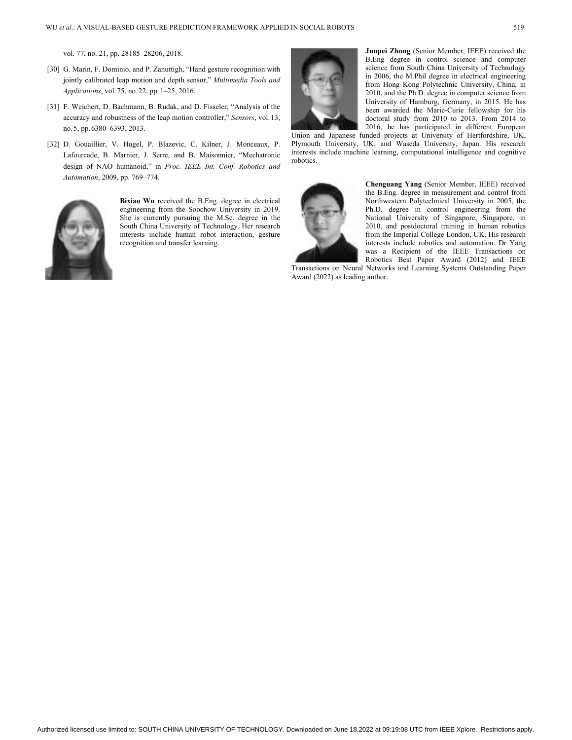vol. 77, no. 21, pp. 28185–28206, 2018.

[30] G. Marin, F. Dominio, and P. Zanuttigh, "Hand gesture recognition with jointly calibrated leap motion and depth sensor," *Multimedia Tools and Applications*, vol. 75, no. 22, pp. 1–25, 2016.

[31] F. Weichert, D. Bachmann, B. Rudak, and D. Fisseler, "Analysis of the accuracy and robustness of the leap motion controller," *Sensors*, vol. 13, no. 5, pp. 6380–6393, 2013.

[32] D. Gouaillier, V. Hugel, P. Blazevic, C. Kilner, J. Monceaux, P. Lafourcade, B. Marnier, J. Serre, and B. Maisonnier, "Mechatronic design of NAO humanoid," in *Proc. IEEE Int. Conf. Robotics and Automation*, 2009, pp. 769–774.

**Bixiao Wu** received the B.Eng. degree in electrical engineering from the Soochow University in 2019. She is currently pursuing the M.Sc. degree in the South China University of Technology. Her research interests include human robot interaction, gesture recognition and transfer learning.

**Junpei Zhong** (Senior Member, IEEE) received the B.Eng degree in control science and computer science from South China University of Technology in 2006, the M.Phil degree in electrical engineering from Hong Kong Polytechnic University, China, in 2010, and the Ph.D. degree in computer science from University of Hamburg, Germany, in 2015. He has been awarded the Marie-Curie fellowship for his doctoral study from 2010 to 2013. From 2014 to 2016, he has participated in different European Union and Japanese funded projects at University of Hertfordshire, UK, Plymouth University, UK, and Waseda University, Japan. His research interests include machine learning, computational intelligence and cognitive robotics.

**Chenguang Yang** (Senior Member, IEEE) received the B.Eng. degree in measurement and control from Northwestern Polytechnical University in 2005, the Ph.D. degree in control engineering from the National University of Singapore, Singapore, in 2010, and postdoctoral training in human robotics from the Imperial College London, UK. His research interests include robotics and automation. Dr Yang was a Recipient of the IEEE Transactions on Robotics Best Paper Award (2012) and IEEE Transactions on Neural Networks and Learning Systems Outstanding Paper Award (2022) as leading author.